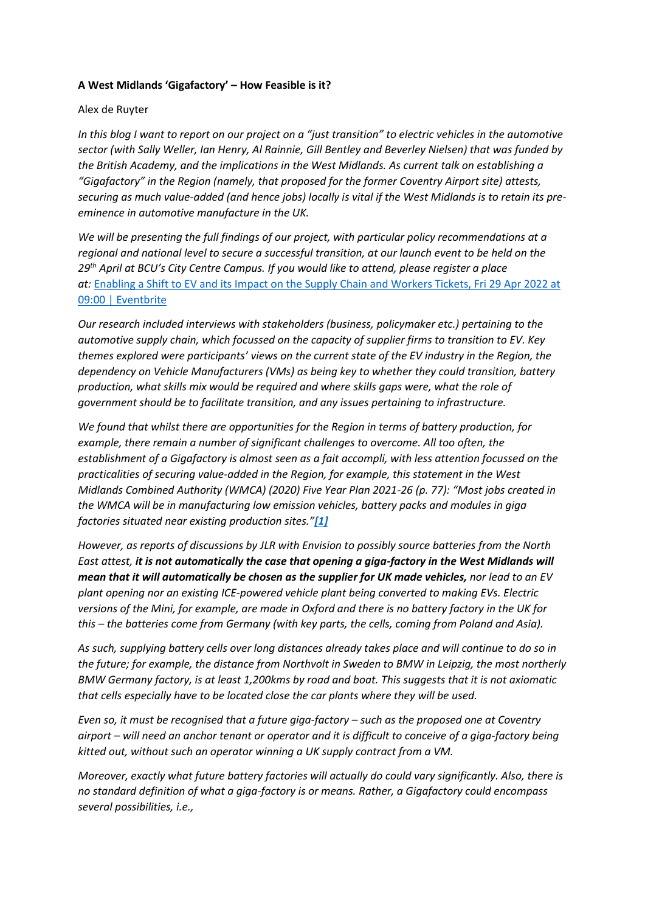**A West Midlands 'Gigafactory' – How Feasible is it?**

Alex de Ruyter

*In this blog I want to report on our project on a "just transition" to electric vehicles in the automotive sector (with Sally Weller, Ian Henry, Al Rainnie, Gill Bentley and Beverley Nielsen) that was funded by the British Academy, and the implications in the West Midlands. As current talk on establishing a "Gigafactory" in the Region (namely, that proposed for the former Coventry Airport site) attests, securing as much value-added (and hence jobs) locally is vital if the West Midlands is to retain its pre-eminence in automotive manufacture in the UK.*

*We will be presenting the full findings of our project, with particular policy recommendations at a regional and national level to secure a successful transition, at our launch event to be held on the 29th April at BCU's City Centre Campus. If you would like to attend, please register a place at:* [Enabling a Shift to EV and its Impact on the Supply Chain and Workers Tickets, Fri 29 Apr 2022 at 09:00 | Eventbrite]()

*Our research included interviews with stakeholders (business, policymaker etc.) pertaining to the automotive supply chain, which focussed on the capacity of supplier firms to transition to EV. Key themes explored were participants' views on the current state of the EV industry in the Region, the dependency on Vehicle Manufacturers (VMs) as being key to whether they could transition, battery production, what skills mix would be required and where skills gaps were, what the role of government should be to facilitate transition, and any issues pertaining to infrastructure.*

*We found that whilst there are opportunities for the Region in terms of battery production, for example, there remain a number of significant challenges to overcome. All too often, the establishment of a Gigafactory is almost seen as a fait accompli, with less attention focussed on the practicalities of securing value-added in the Region, for example, this statement in the West Midlands Combined Authority (WMCA) (2020) Five Year Plan 2021-26 (p. 77): "Most jobs created in the WMCA will be in manufacturing low emission vehicles, battery packs and modules in giga factories situated near existing production sites."[1]*

*However, as reports of discussions by JLR with Envision to possibly source batteries from the North East attest,* ***it is not automatically the case that opening a giga-factory in the West Midlands will mean that it will automatically be chosen as the supplier for UK made vehicles,*** *nor lead to an EV plant opening nor an existing ICE-powered vehicle plant being converted to making EVs. Electric versions of the Mini, for example, are made in Oxford and there is no battery factory in the UK for this – the batteries come from Germany (with key parts, the cells, coming from Poland and Asia).*

*As such, supplying battery cells over long distances already takes place and will continue to do so in the future; for example, the distance from Northvolt in Sweden to BMW in Leipzig, the most northerly BMW Germany factory, is at least 1,200kms by road and boat. This suggests that it is not axiomatic that cells especially have to be located close the car plants where they will be used.*

*Even so, it must be recognised that a future giga-factory – such as the proposed one at Coventry airport – will need an anchor tenant or operator and it is difficult to conceive of a giga-factory being kitted out, without such an operator winning a UK supply contract from a VM.*

*Moreover, exactly what future battery factories will actually do could vary significantly. Also, there is no standard definition of what a giga-factory is or means. Rather, a Gigafactory could encompass several possibilities, i.e.,*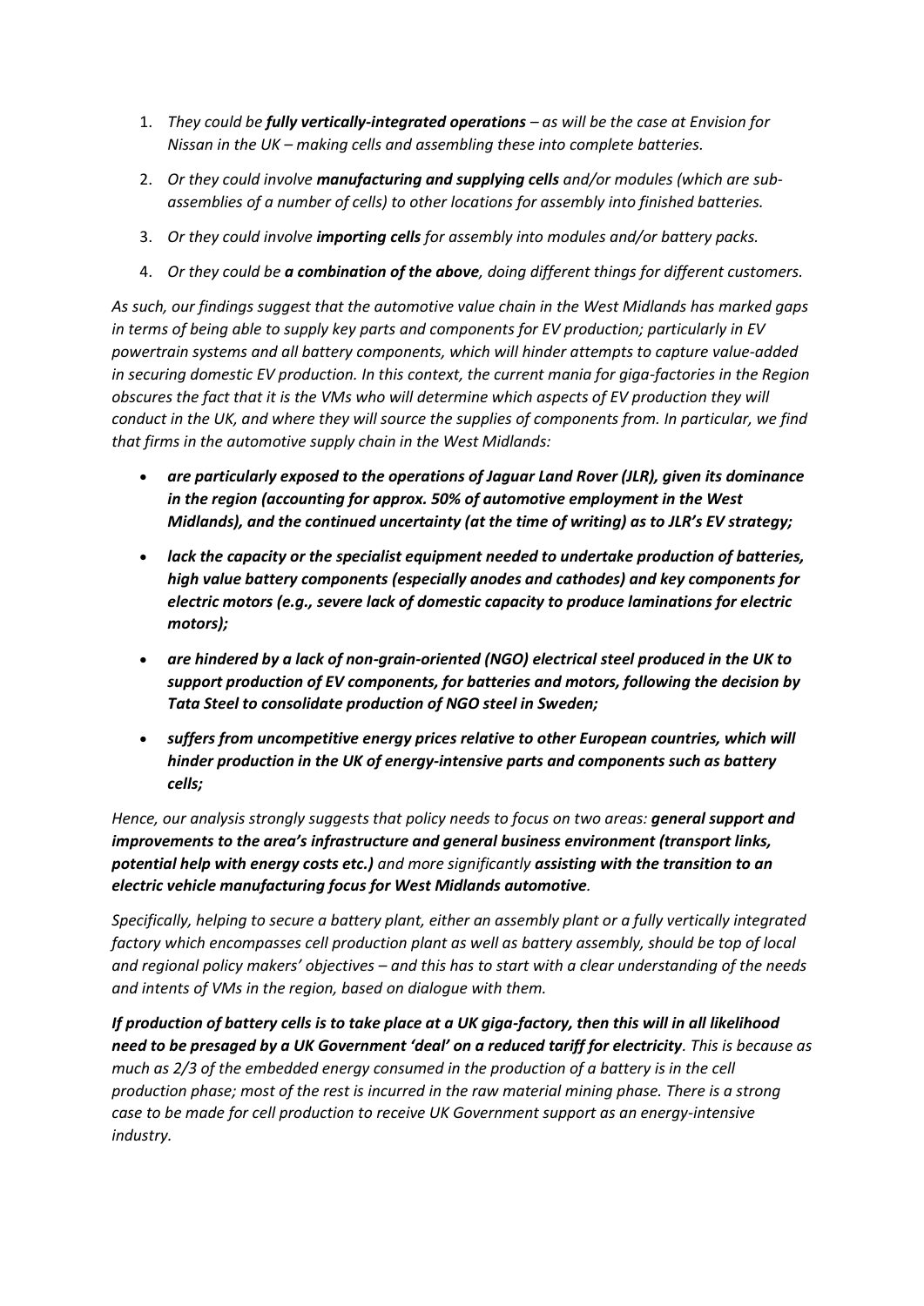1. *They could be **fully vertically-integrated operations** – as will be the case at Envision for Nissan in the UK – making cells and assembling these into complete batteries.*

2. *Or they could involve **manufacturing and supplying cells** and/or modules (which are sub-assemblies of a number of cells) to other locations for assembly into finished batteries.*

3. *Or they could involve **importing cells** for assembly into modules and/or battery packs.*

4. *Or they could be **a combination of the above**, doing different things for different customers.*

*As such, our findings suggest that the automotive value chain in the West Midlands has marked gaps in terms of being able to supply key parts and components for EV production; particularly in EV powertrain systems and all battery components, which will hinder attempts to capture value-added in securing domestic EV production. In this context, the current mania for giga-factories in the Region obscures the fact that it is the VMs who will determine which aspects of EV production they will conduct in the UK, and where they will source the supplies of components from. In particular, we find that firms in the automotive supply chain in the West Midlands:*

- ***are particularly exposed to the operations of Jaguar Land Rover (JLR), given its dominance in the region (accounting for approx. 50% of automotive employment in the West Midlands), and the continued uncertainty (at the time of writing) as to JLR's EV strategy;***
- ***lack the capacity or the specialist equipment needed to undertake production of batteries, high value battery components (especially anodes and cathodes) and key components for electric motors (e.g., severe lack of domestic capacity to produce laminations for electric motors);***
- ***are hindered by a lack of non-grain-oriented (NGO) electrical steel produced in the UK to support production of EV components, for batteries and motors, following the decision by Tata Steel to consolidate production of NGO steel in Sweden;***
- ***suffers from uncompetitive energy prices relative to other European countries, which will hinder production in the UK of energy-intensive parts and components such as battery cells;***

*Hence, our analysis strongly suggests that policy needs to focus on two areas: **general support and improvements to the area's infrastructure and general business environment (transport links, potential help with energy costs etc.)** and more significantly **assisting with the transition to an electric vehicle manufacturing focus for West Midlands automotive**.*

*Specifically, helping to secure a battery plant, either an assembly plant or a fully vertically integrated factory which encompasses cell production plant as well as battery assembly, should be top of local and regional policy makers' objectives – and this has to start with a clear understanding of the needs and intents of VMs in the region, based on dialogue with them.*

***If production of battery cells is to take place at a UK giga-factory, then this will in all likelihood need to be presaged by a UK Government 'deal' on a reduced tariff for electricity**. This is because as much as 2/3 of the embedded energy consumed in the production of a battery is in the cell production phase; most of the rest is incurred in the raw material mining phase. There is a strong case to be made for cell production to receive UK Government support as an energy-intensive industry.*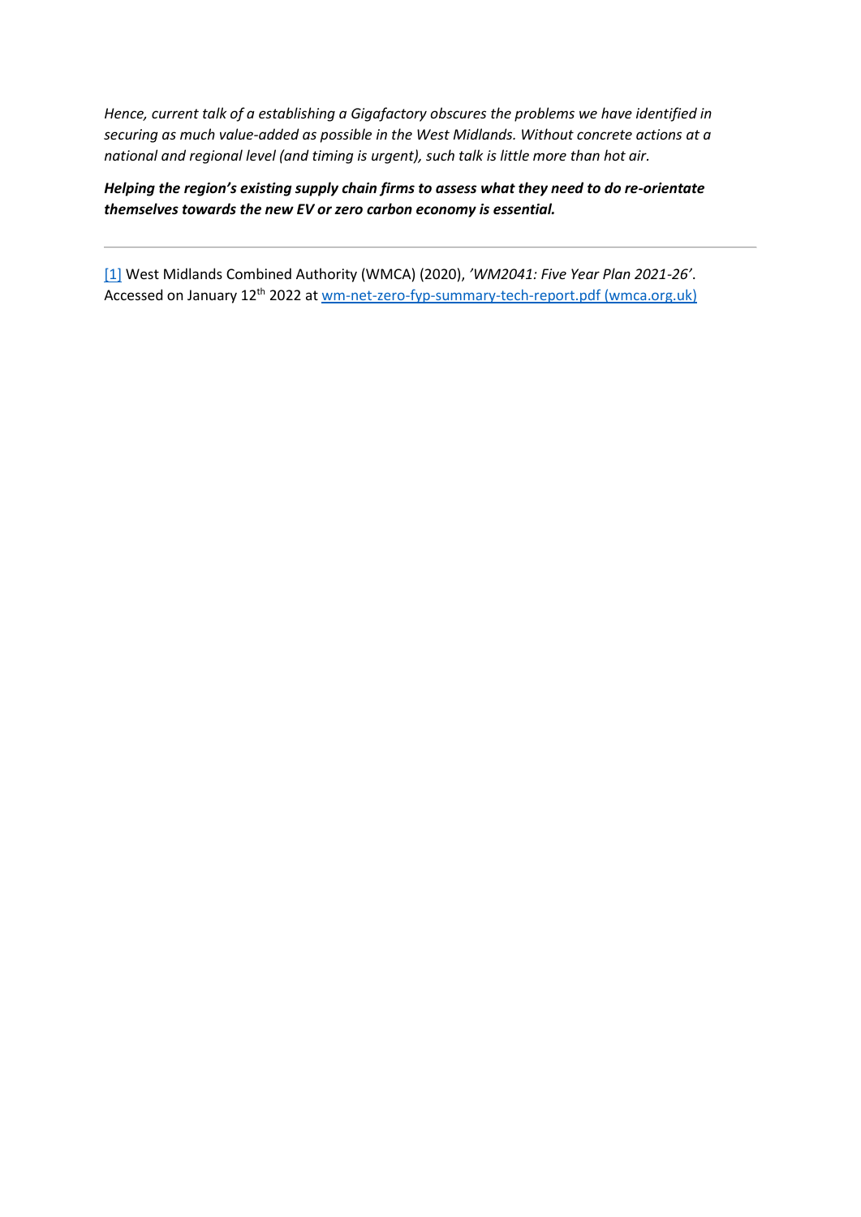*Hence, current talk of a establishing a Gigafactory obscures the problems we have identified in securing as much value-added as possible in the West Midlands. Without concrete actions at a national and regional level (and timing is urgent), such talk is little more than hot air.*

***Helping the region's existing supply chain firms to assess what they need to do re-orientate themselves towards the new EV or zero carbon economy is essential.***

---

[1] West Midlands Combined Authority (WMCA) (2020), *'WM2041: Five Year Plan 2021-26'*. Accessed on January 12th 2022 at wm-net-zero-fyp-summary-tech-report.pdf (wmca.org.uk)